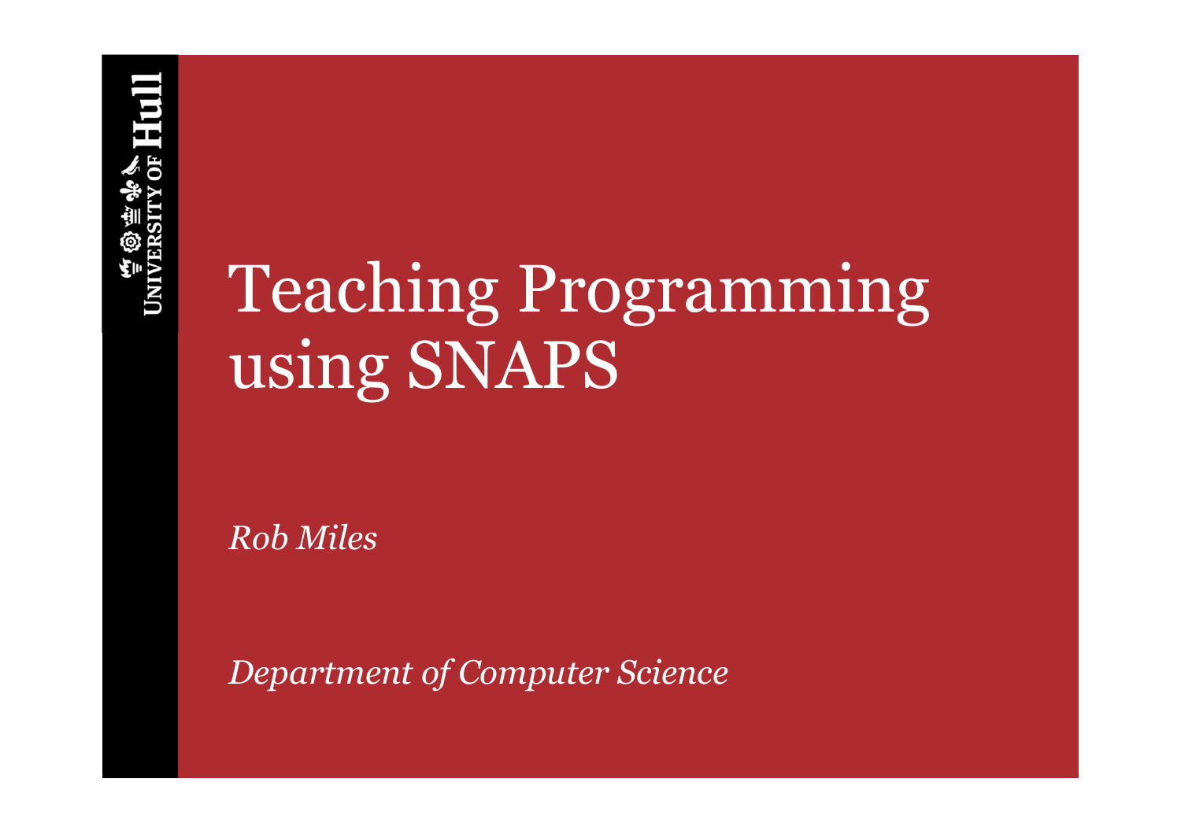# Teaching Programming using SNAPS

*Rob Miles*

*Department of Computer Science*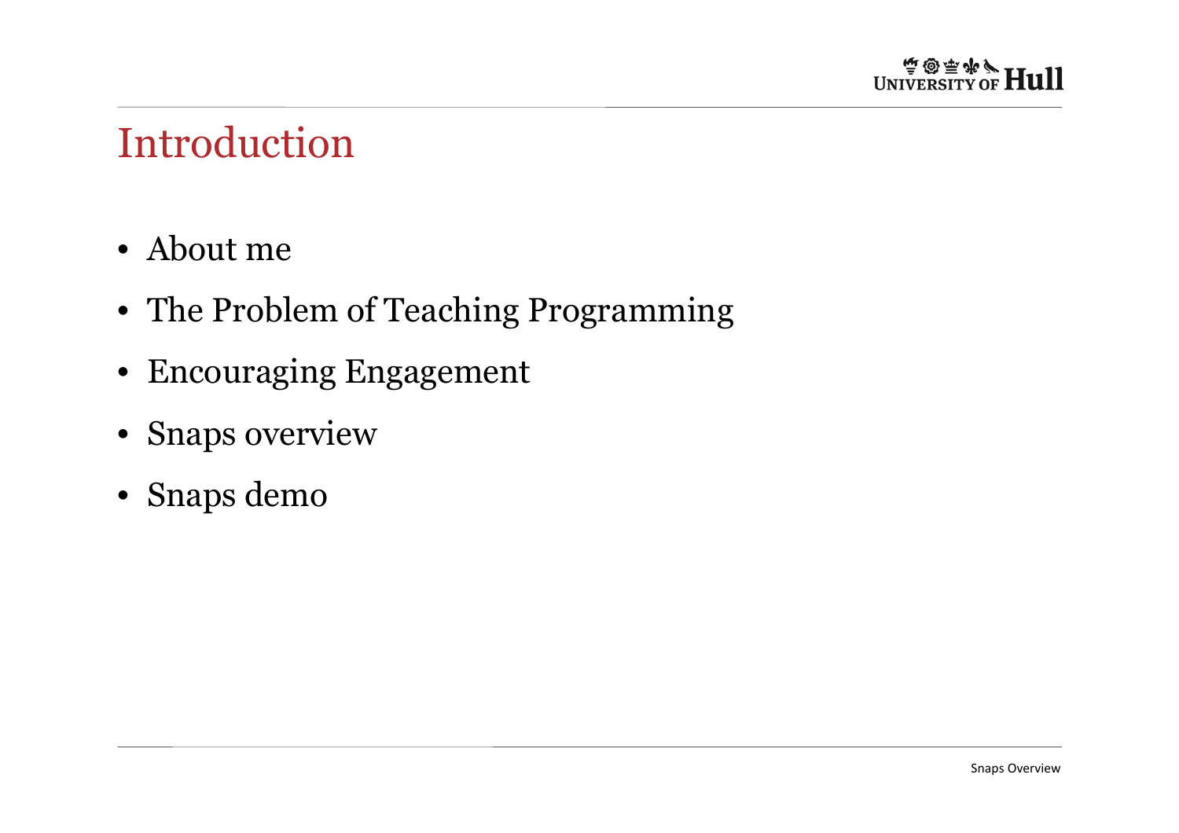# Introduction

- About me
- The Problem of Teaching Programming
- Encouraging Engagement
- Snaps overview
- Snaps demo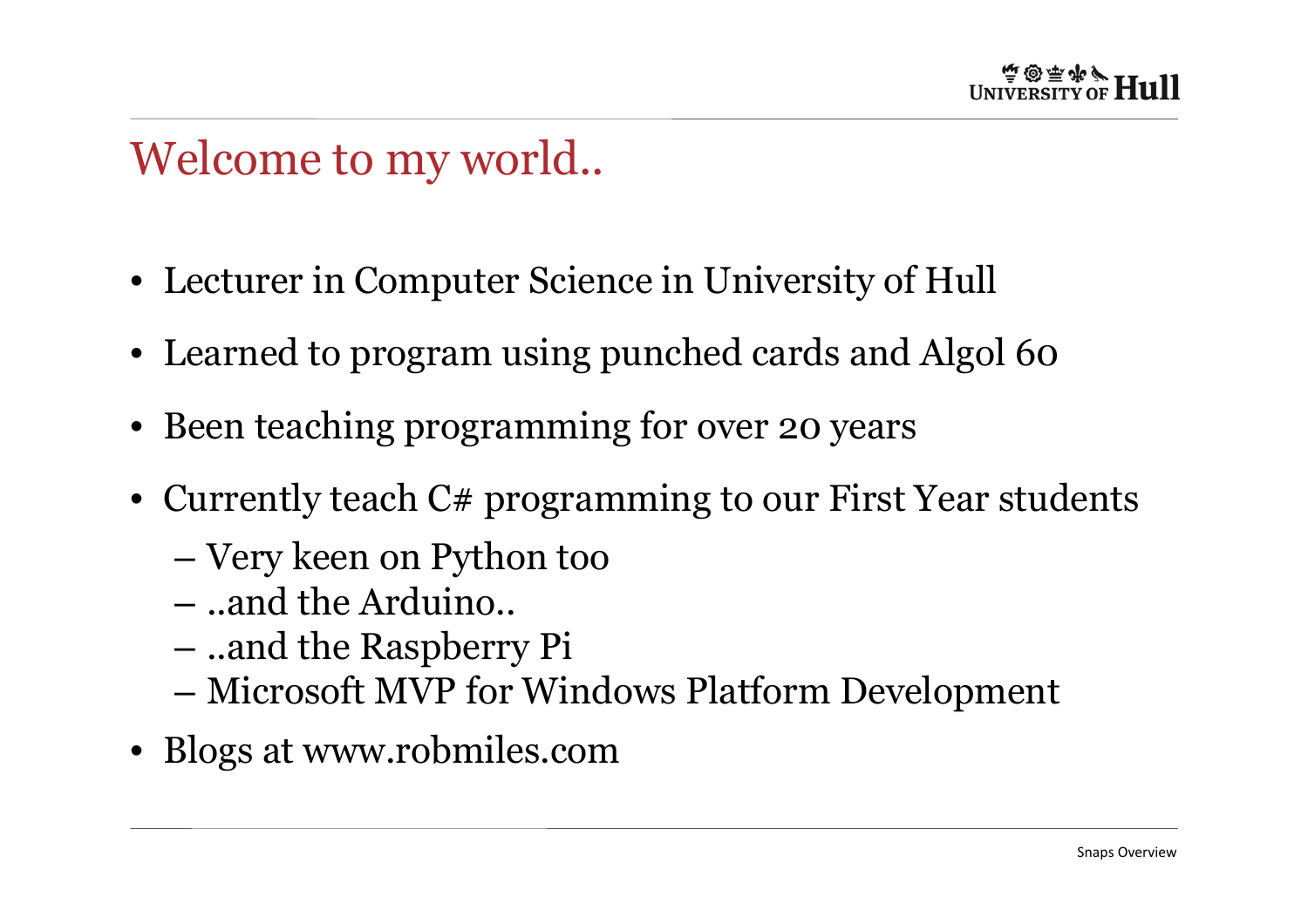# Welcome to my world..

- Lecturer in Computer Science in University of Hull
- Learned to program using punched cards and Algol 60
- Been teaching programming for over 20 years
- Currently teach C# programming to our First Year students
  - Very keen on Python too
  - ..and the Arduino..
  - ..and the Raspberry Pi
  - Microsoft MVP for Windows Platform Development
- Blogs at www.robmiles.com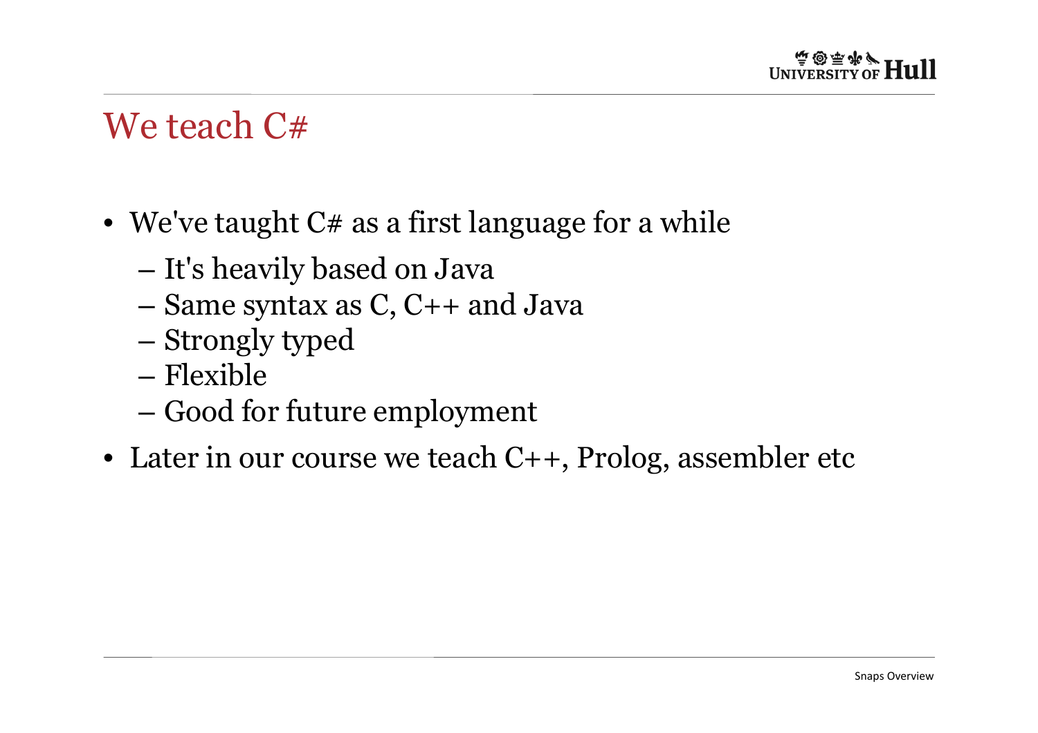# We teach C#

- We've taught C# as a first language for a while
  - It's heavily based on Java
  - Same syntax as C, C++ and Java
  - Strongly typed
  - Flexible
  - Good for future employment
- Later in our course we teach C++, Prolog, assembler etc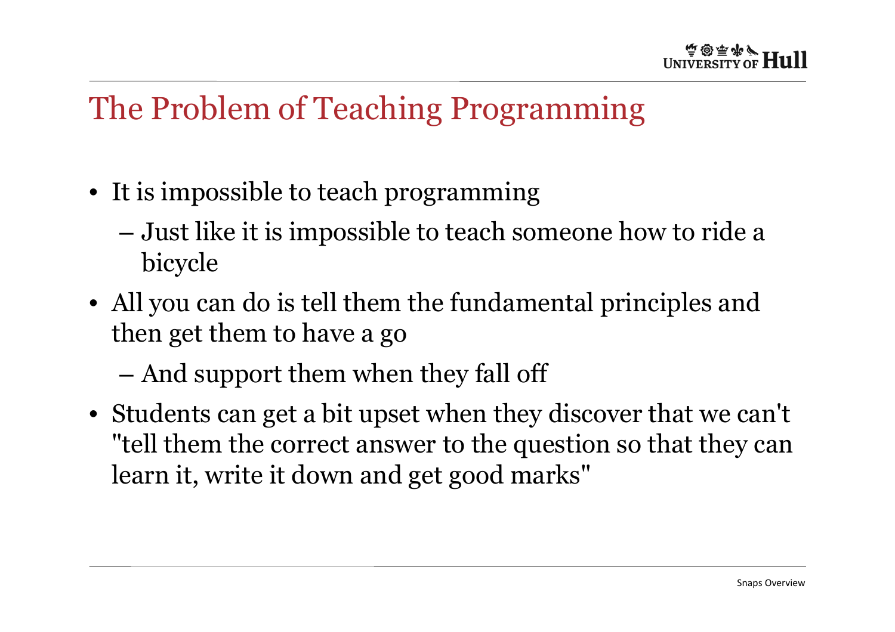# The Problem of Teaching Programming

- It is impossible to teach programming
  - Just like it is impossible to teach someone how to ride a bicycle
- All you can do is tell them the fundamental principles and then get them to have a go
  - And support them when they fall off
- Students can get a bit upset when they discover that we can't "tell them the correct answer to the question so that they can learn it, write it down and get good marks"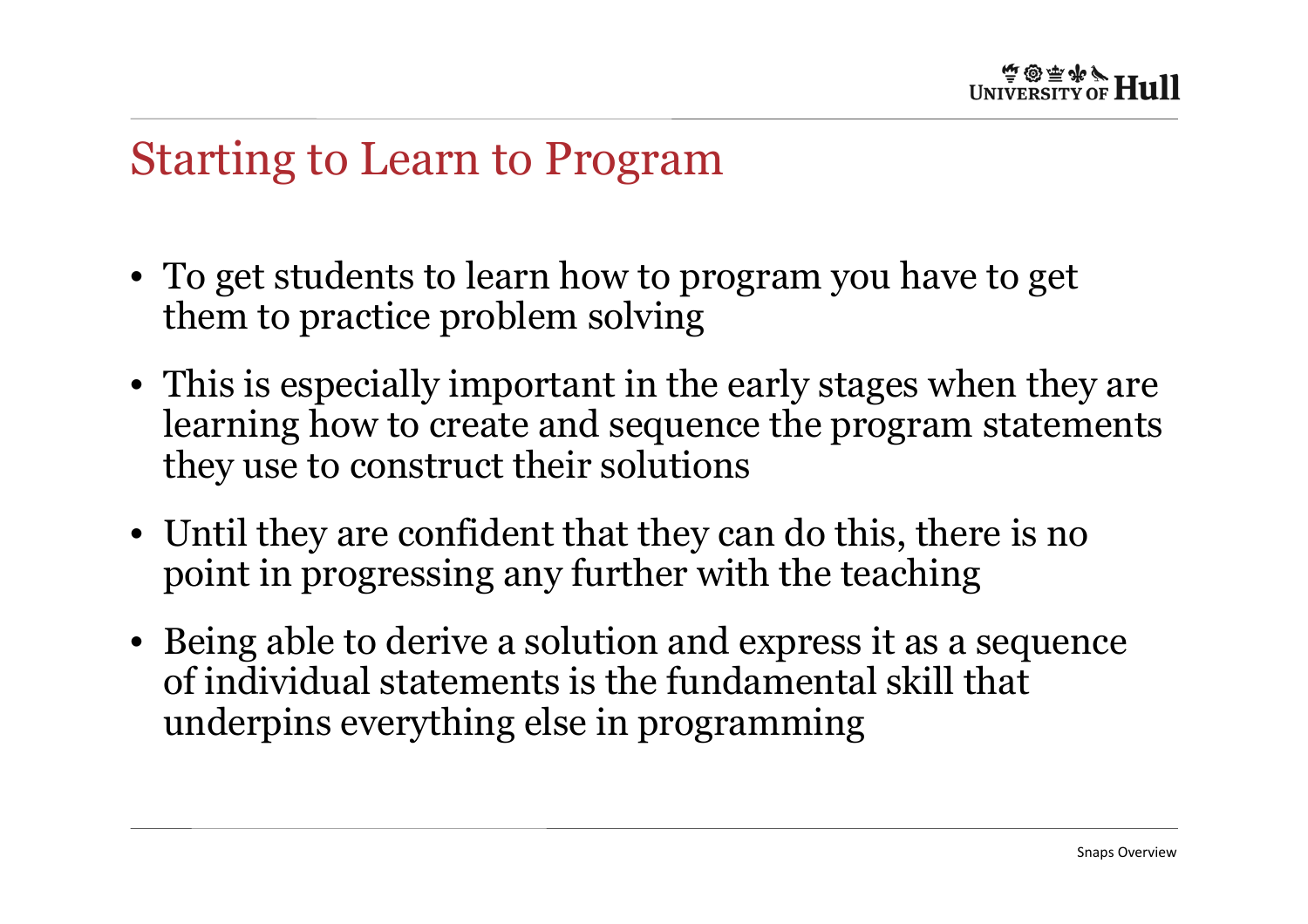## Starting to Learn to Program

- To get students to learn how to program you have to get them to practice problem solving
- This is especially important in the early stages when they are learning how to create and sequence the program statements they use to construct their solutions
- Until they are confident that they can do this, there is no point in progressing any further with the teaching
- Being able to derive a solution and express it as a sequence of individual statements is the fundamental skill that underpins everything else in programming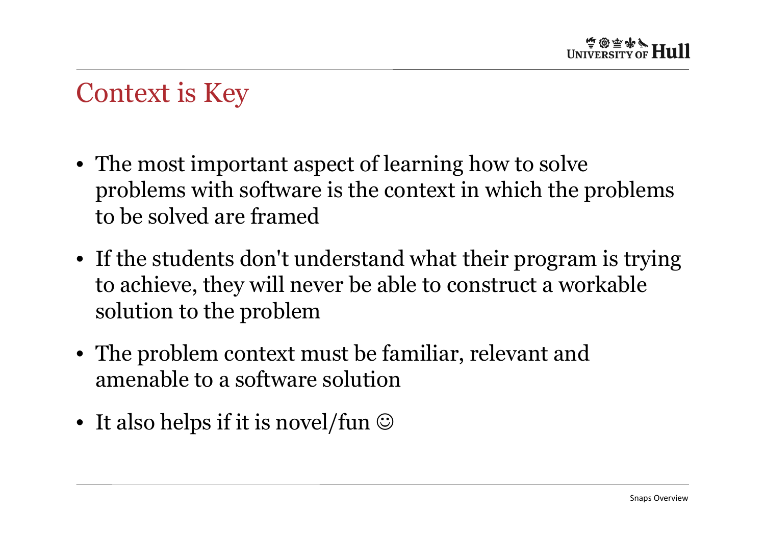# Context is Key

- The most important aspect of learning how to solve problems with software is the context in which the problems to be solved are framed
- If the students don't understand what their program is trying to achieve, they will never be able to construct a workable solution to the problem
- The problem context must be familiar, relevant and amenable to a software solution
- It also helps if it is novel/fun ☺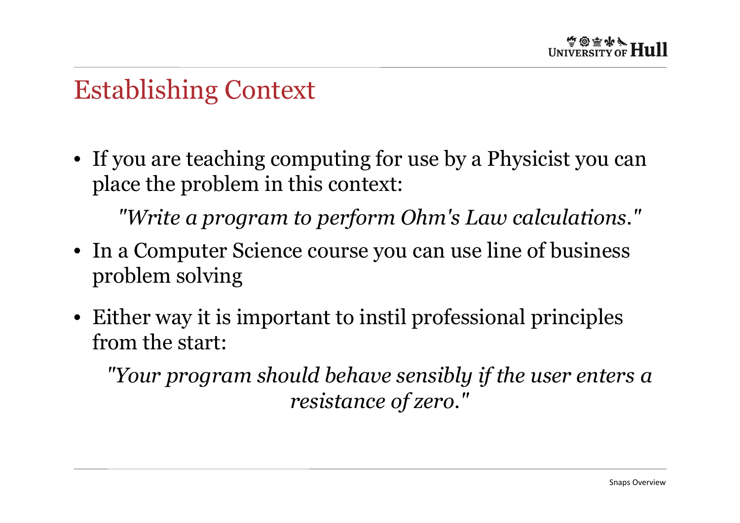# Establishing Context

- If you are teaching computing for use by a Physicist you can place the problem in this context:

  *"Write a program to perform Ohm's Law calculations."*

- In a Computer Science course you can use line of business problem solving

- Either way it is important to instil professional principles from the start:

  *"Your program should behave sensibly if the user enters a resistance of zero."*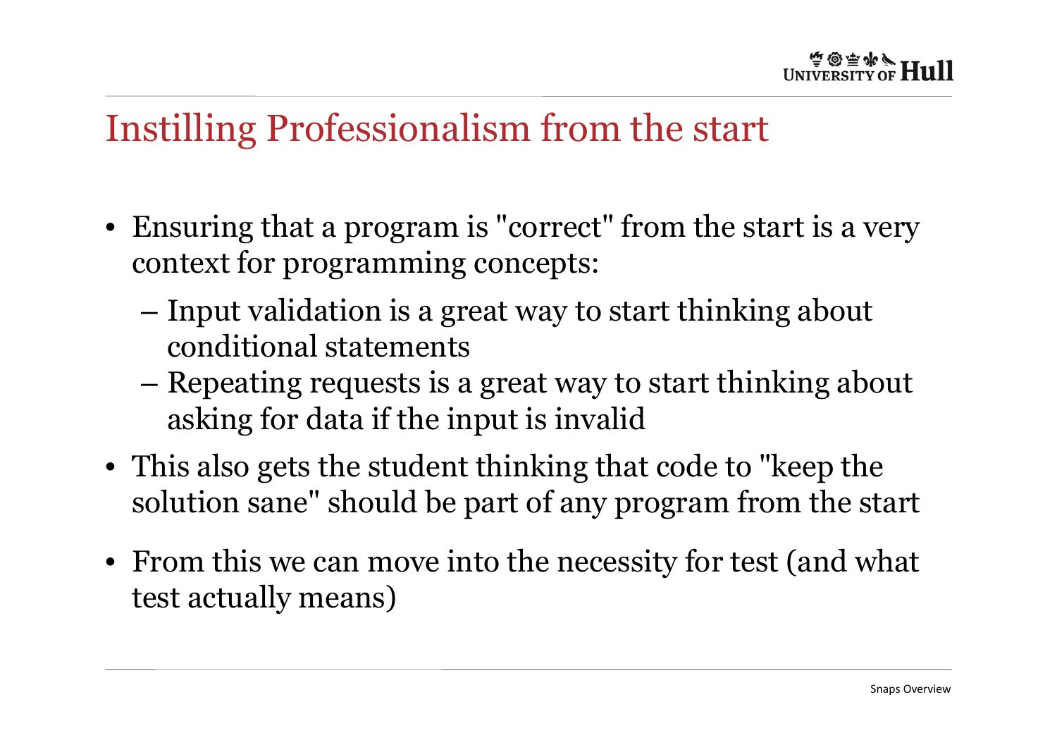# Instilling Professionalism from the start

- Ensuring that a program is "correct" from the start is a very context for programming concepts:
  - Input validation is a great way to start thinking about conditional statements
  - Repeating requests is a great way to start thinking about asking for data if the input is invalid
- This also gets the student thinking that code to "keep the solution sane" should be part of any program from the start
- From this we can move into the necessity for test (and what test actually means)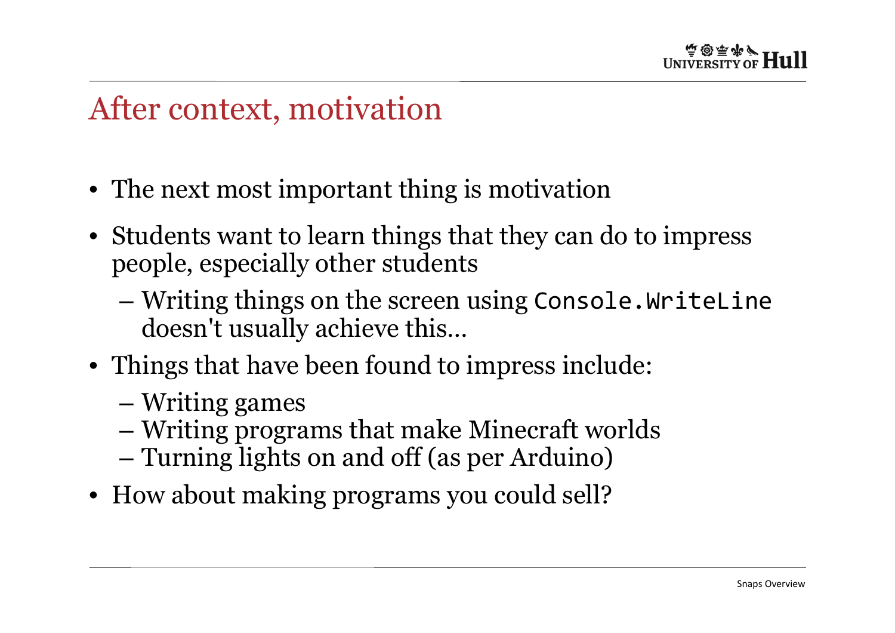# After context, motivation

- The next most important thing is motivation
- Students want to learn things that they can do to impress people, especially other students
  - Writing things on the screen using `Console.WriteLine` doesn't usually achieve this…
- Things that have been found to impress include:
  - Writing games
  - Writing programs that make Minecraft worlds
  - Turning lights on and off (as per Arduino)
- How about making programs you could sell?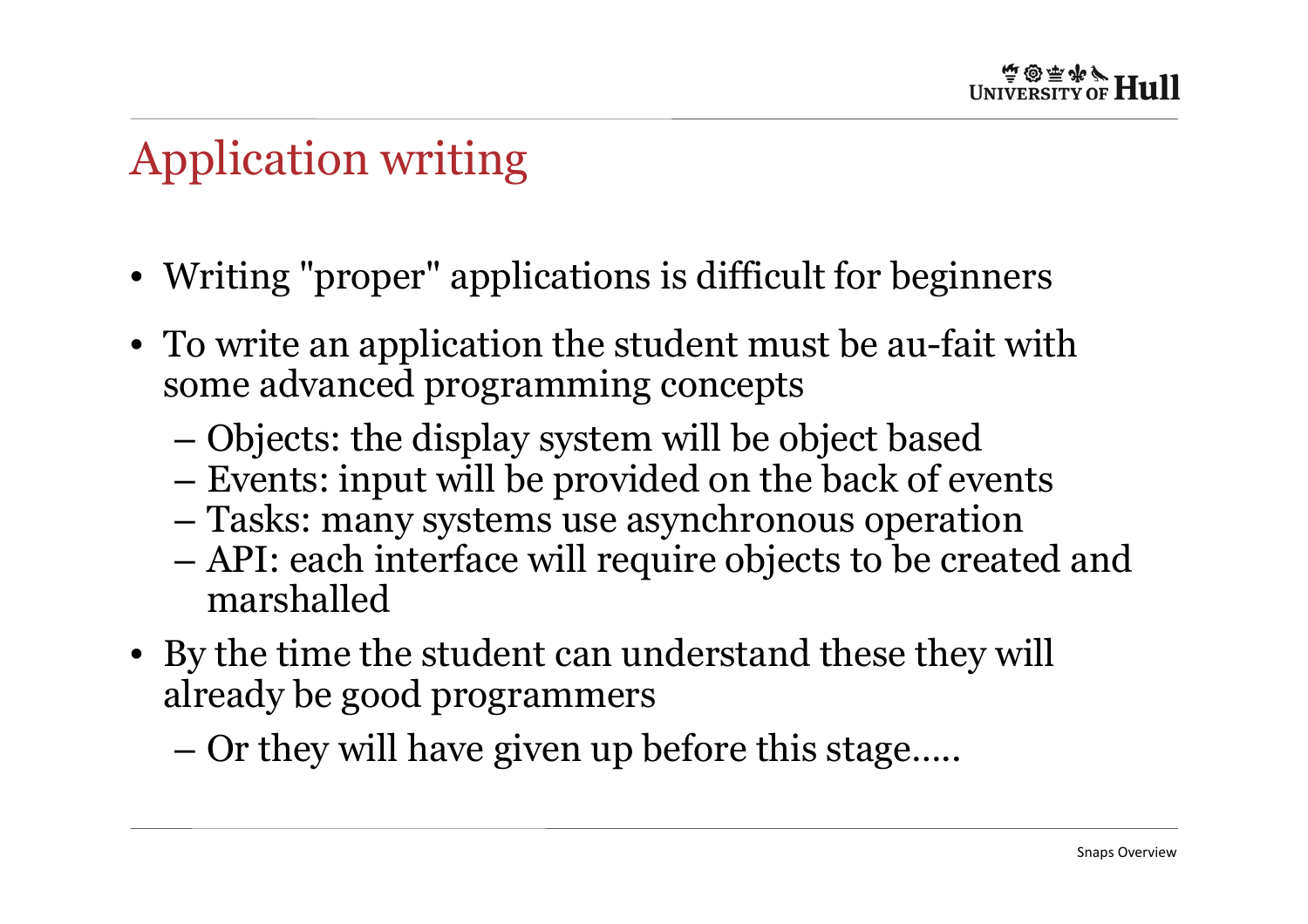# Application writing

- Writing "proper" applications is difficult for beginners
- To write an application the student must be au-fait with some advanced programming concepts
  - Objects: the display system will be object based
  - Events: input will be provided on the back of events
  - Tasks: many systems use asynchronous operation
  - API: each interface will require objects to be created and marshalled
- By the time the student can understand these they will already be good programmers
  - Or they will have given up before this stage.....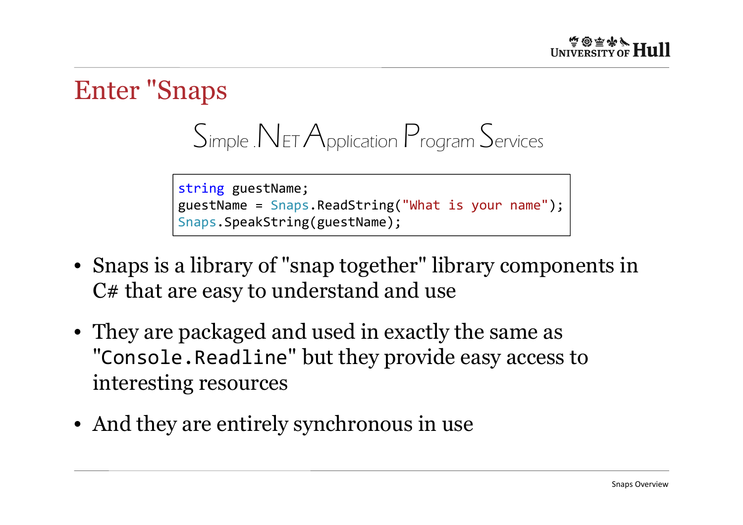# Enter "Snaps

Simple .NET Application Program Services

```
string guestName;
guestName = Snaps.ReadString("What is your name");
Snaps.SpeakString(guestName);
```

- Snaps is a library of "snap together" library components in C# that are easy to understand and use
- They are packaged and used in exactly the same as "`Console.Readline`" but they provide easy access to interesting resources
- And they are entirely synchronous in use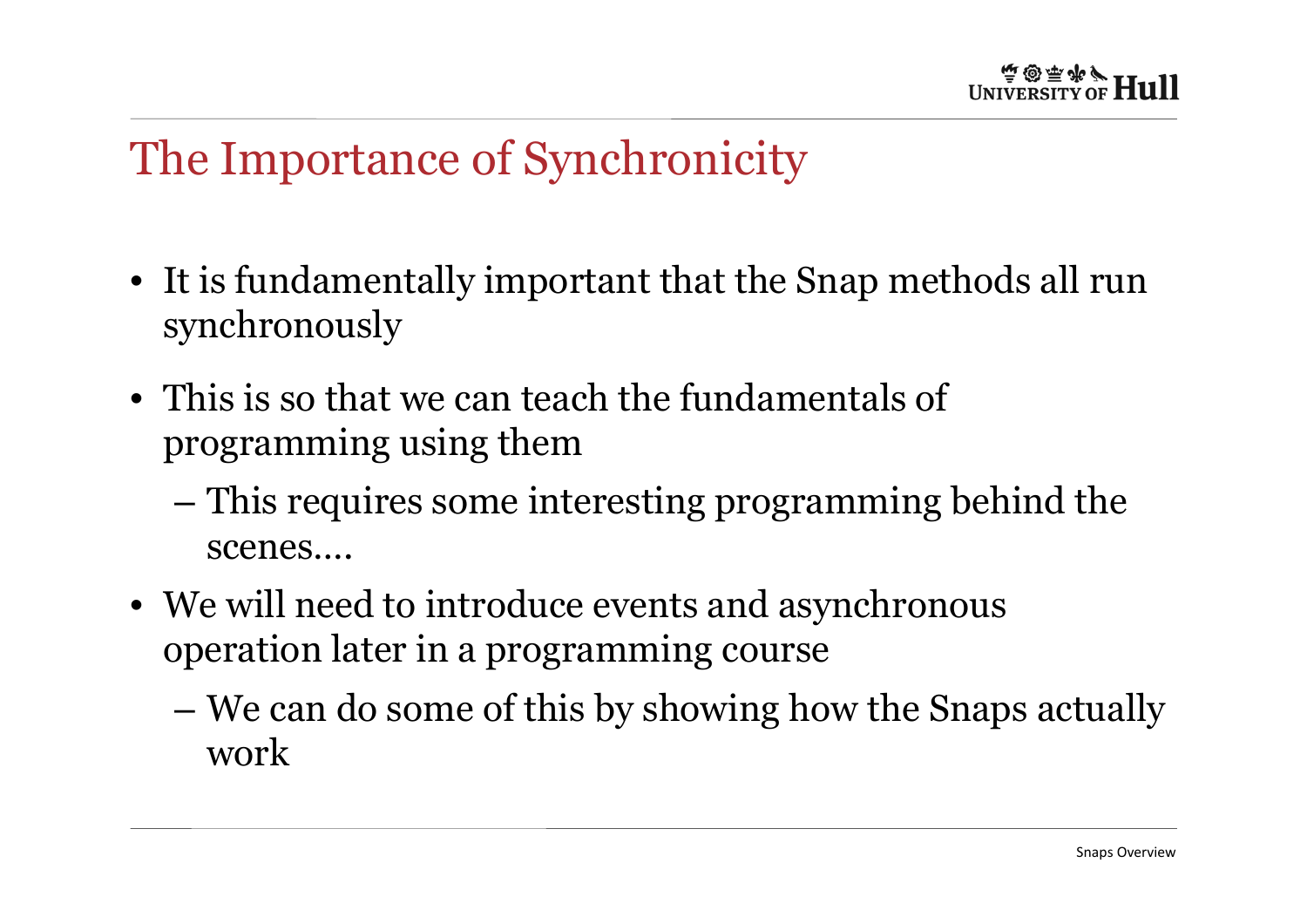# The Importance of Synchronicity

- It is fundamentally important that the Snap methods all run synchronously
- This is so that we can teach the fundamentals of programming using them
  - This requires some interesting programming behind the scenes….
- We will need to introduce events and asynchronous operation later in a programming course
  - We can do some of this by showing how the Snaps actually work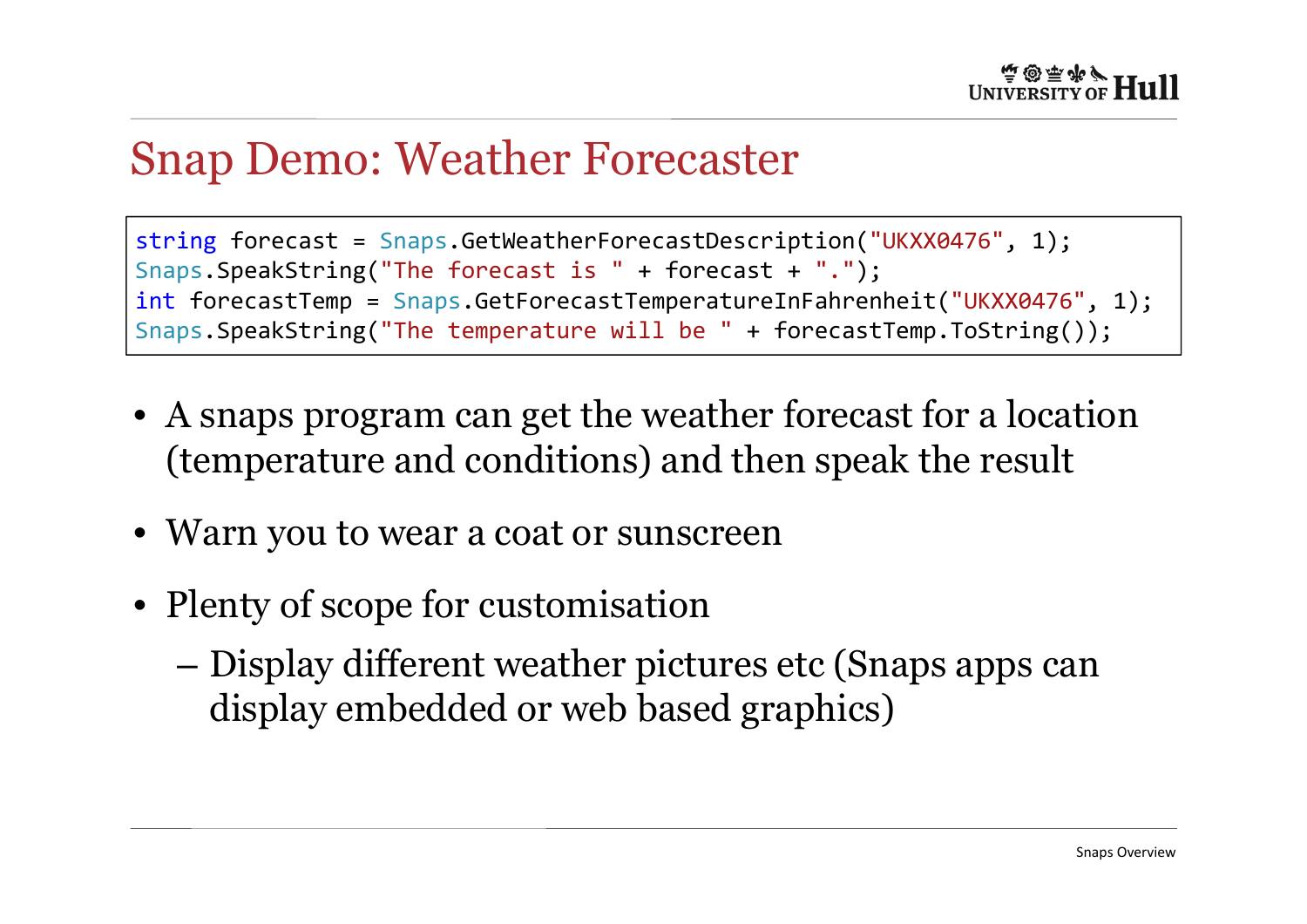# Snap Demo: Weather Forecaster

```
string forecast = Snaps.GetWeatherForecastDescription("UKXX0476", 1);
Snaps.SpeakString("The forecast is " + forecast + ".");
int forecastTemp = Snaps.GetForecastTemperatureInFahrenheit("UKXX0476", 1);
Snaps.SpeakString("The temperature will be " + forecastTemp.ToString());
```

- A snaps program can get the weather forecast for a location (temperature and conditions) and then speak the result
- Warn you to wear a coat or sunscreen
- Plenty of scope for customisation
  - Display different weather pictures etc (Snaps apps can display embedded or web based graphics)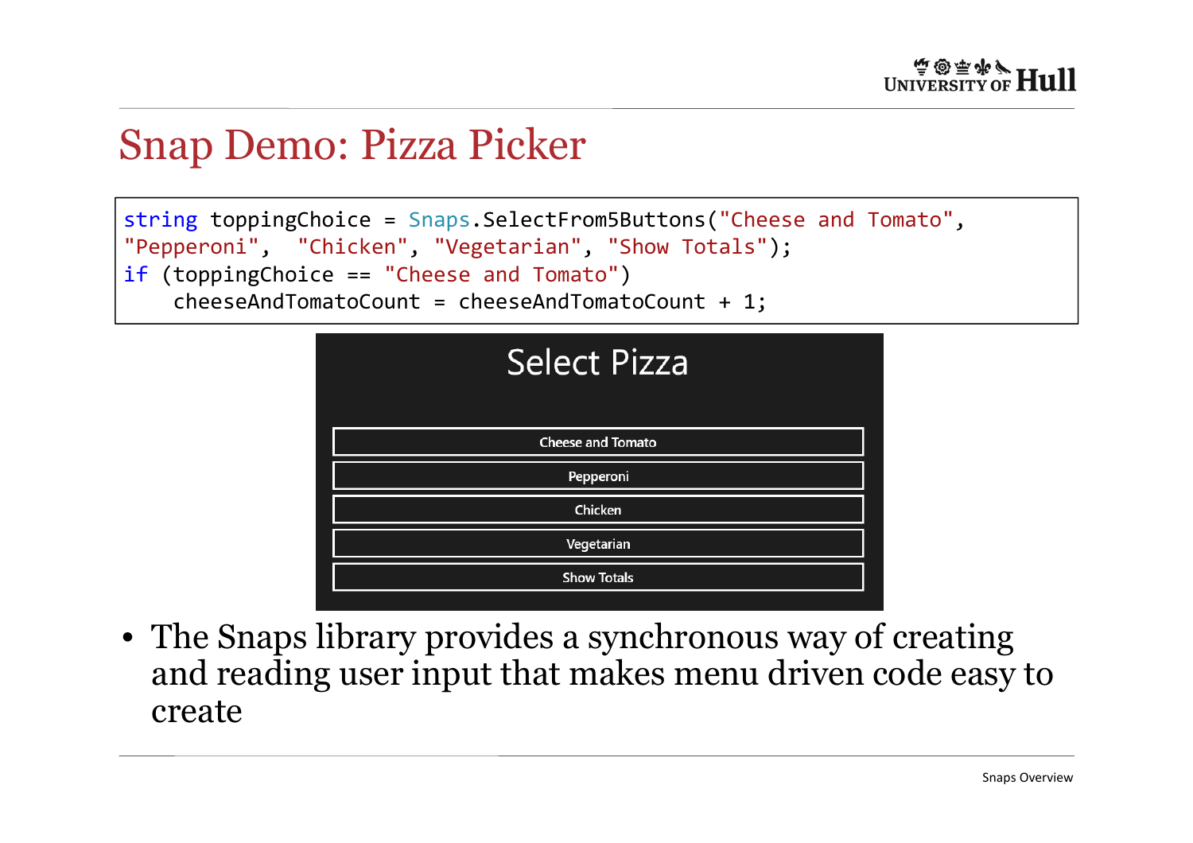# Snap Demo: Pizza Picker

```
string toppingChoice = Snaps.SelectFrom5Buttons("Cheese and Tomato",
"Pepperoni",  "Chicken", "Vegetarian", "Show Totals");
if (toppingChoice == "Cheese and Tomato")
    cheeseAndTomatoCount = cheeseAndTomatoCount + 1;
```

Select Pizza

Cheese and Tomato

Pepperoni

Chicken

Vegetarian

Show Totals

- The Snaps library provides a synchronous way of creating and reading user input that makes menu driven code easy to create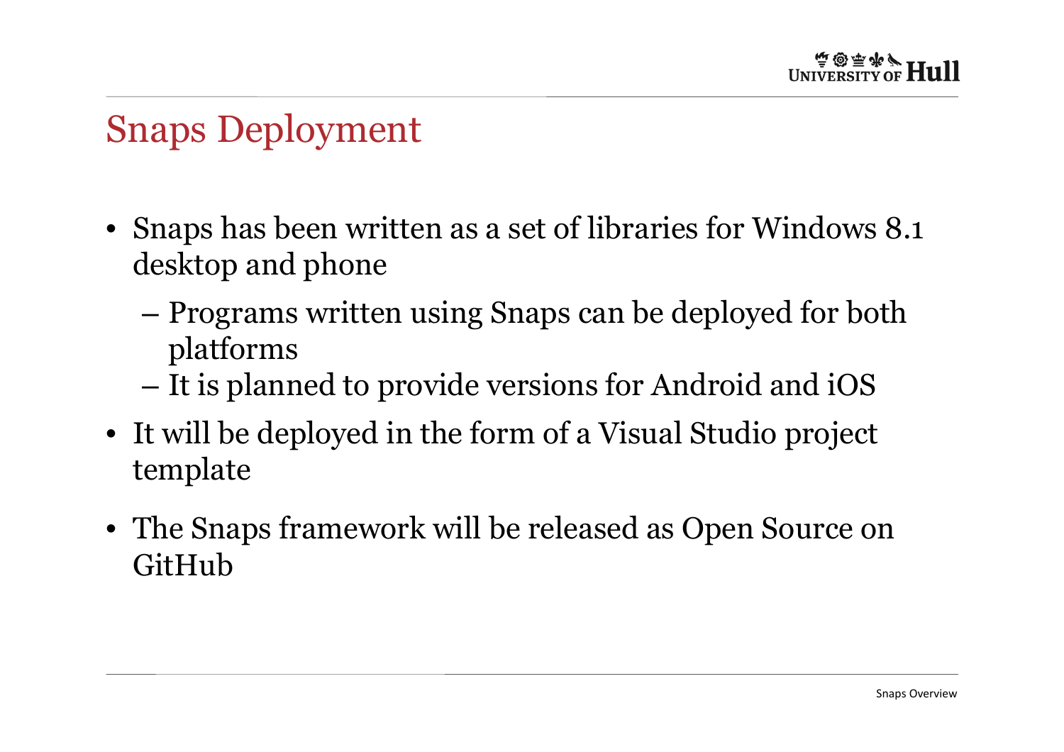# Snaps Deployment

- Snaps has been written as a set of libraries for Windows 8.1 desktop and phone
  - Programs written using Snaps can be deployed for both platforms
  - It is planned to provide versions for Android and iOS
- It will be deployed in the form of a Visual Studio project template
- The Snaps framework will be released as Open Source on GitHub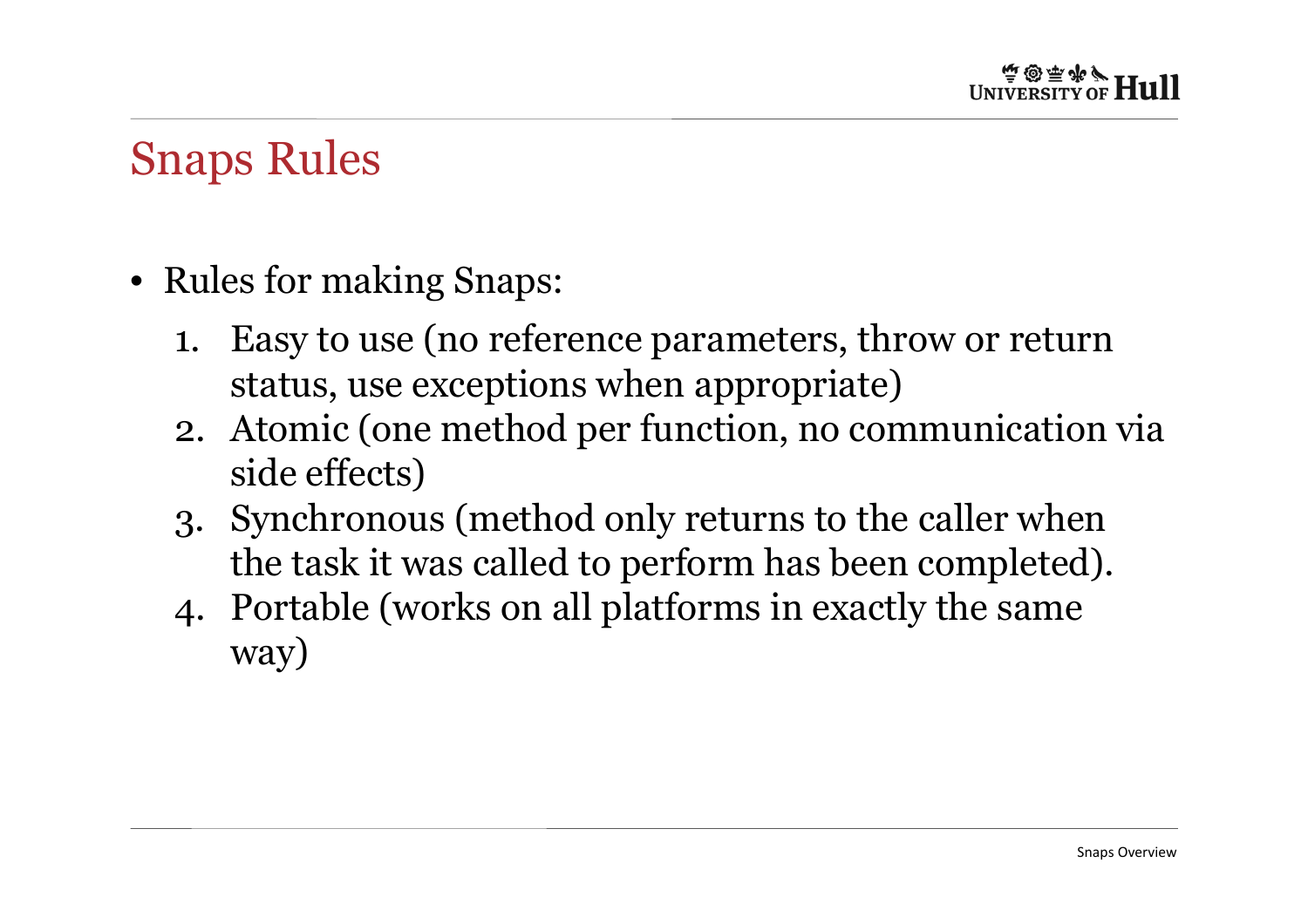# Snaps Rules

- Rules for making Snaps:
  1. Easy to use (no reference parameters, throw or return status, use exceptions when appropriate)
  2. Atomic (one method per function, no communication via side effects)
  3. Synchronous (method only returns to the caller when the task it was called to perform has been completed).
  4. Portable (works on all platforms in exactly the same way)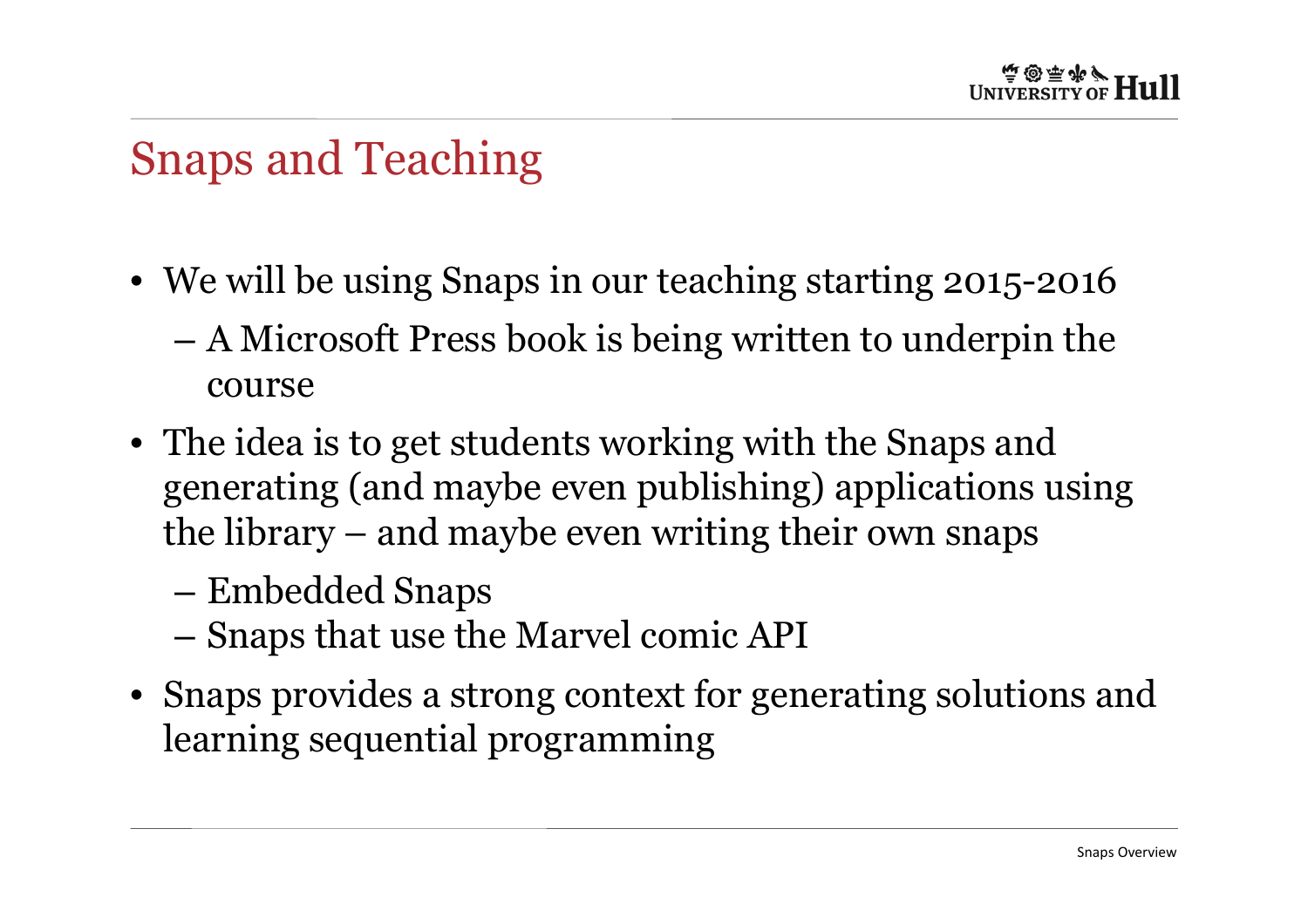# Snaps and Teaching

- We will be using Snaps in our teaching starting 2015-2016
  - A Microsoft Press book is being written to underpin the course
- The idea is to get students working with the Snaps and generating (and maybe even publishing) applications using the library – and maybe even writing their own snaps
  - Embedded Snaps
  - Snaps that use the Marvel comic API
- Snaps provides a strong context for generating solutions and learning sequential programming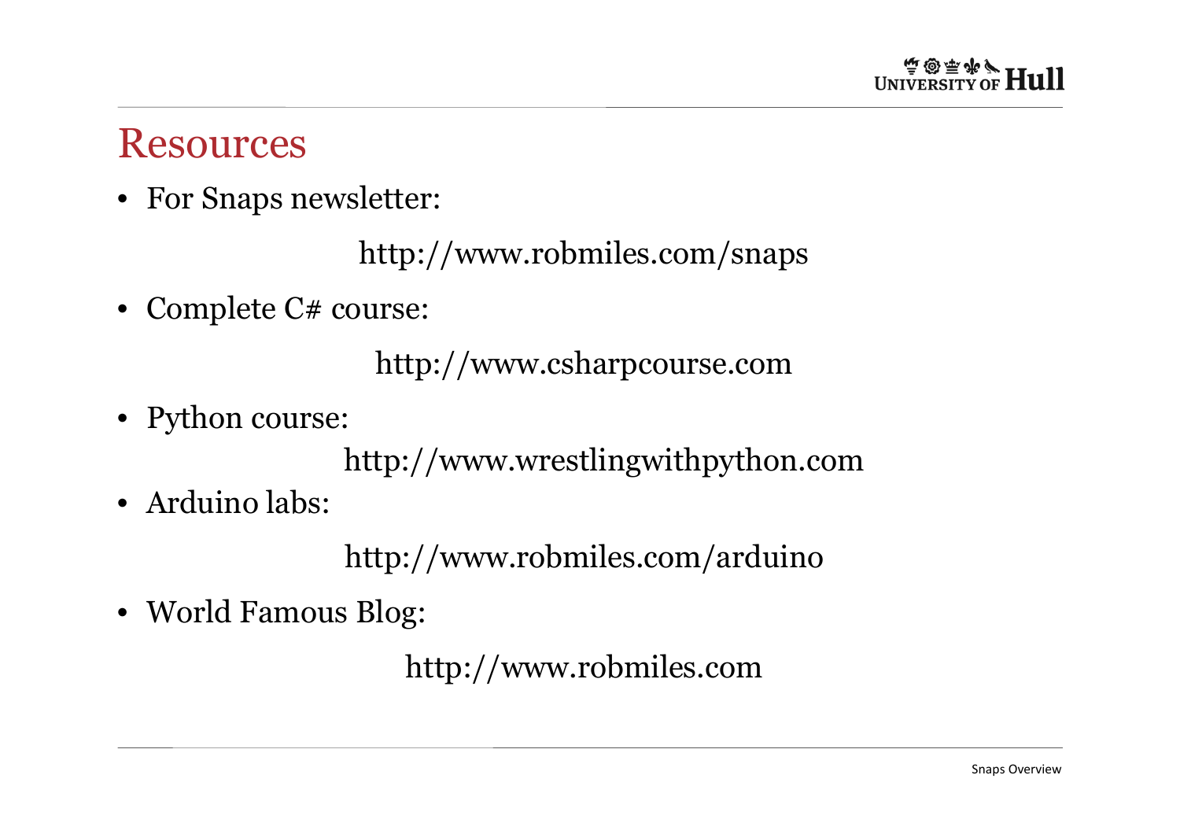# Resources

- For Snaps newsletter:

  http://www.robmiles.com/snaps

- Complete C# course:

  http://www.csharpcourse.com

- Python course:

  http://www.wrestlingwithpython.com

- Arduino labs:

  http://www.robmiles.com/arduino

- World Famous Blog:

  http://www.robmiles.com